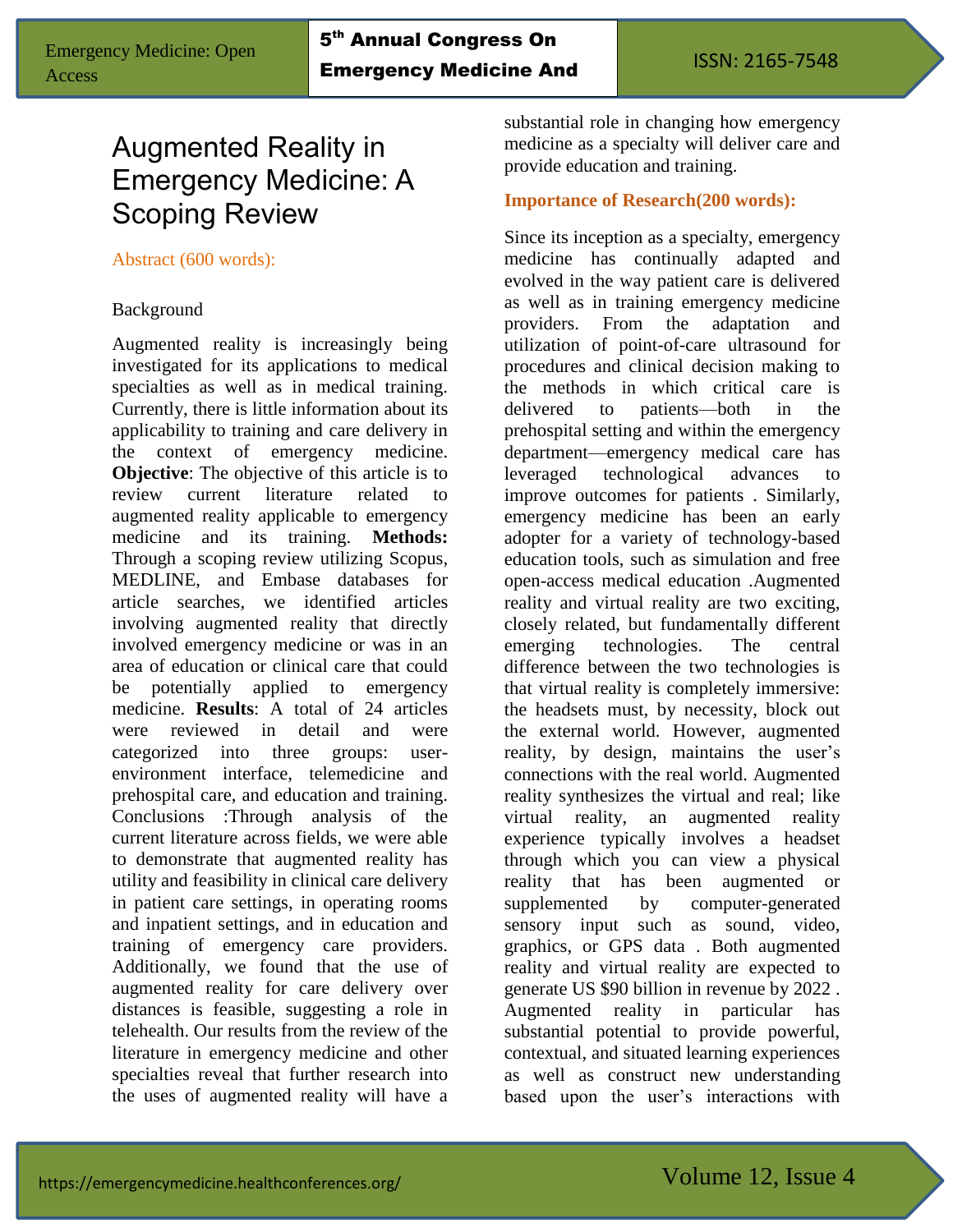# Augmented Reality in Emergency Medicine: A Scoping Review

Abstract (600 words):

Background

Augmented reality is increasingly being investigated for its applications to medical specialties as well as in medical training. Currently, there is little information about its applicability to training and care delivery in the context of emergency medicine. **Objective**: The objective of this article is to review current literature related to augmented reality applicable to emergency medicine and its training. **Methods:** Through a scoping review utilizing Scopus, MEDLINE, and Embase databases for article searches, we identified articles involving augmented reality that directly involved emergency medicine or was in an area of education or clinical care that could be potentially applied to emergency medicine. **Results**: A total of 24 articles were reviewed in detail and were categorized into three groups: user-environment interface, telemedicine and prehospital care, and education and training. Conclusions :Through analysis of the current literature across fields, we were able to demonstrate that augmented reality has utility and feasibility in clinical care delivery in patient care settings, in operating rooms and inpatient settings, and in education and training of emergency care providers. Additionally, we found that the use of augmented reality for care delivery over distances is feasible, suggesting a role in telehealth. Our results from the review of the literature in emergency medicine and other specialties reveal that further research into the uses of augmented reality will have a substantial role in changing how emergency medicine as a specialty will deliver care and provide education and training.

**Importance of Research(200 words):**

Since its inception as a specialty, emergency medicine has continually adapted and evolved in the way patient care is delivered as well as in training emergency medicine providers. From the adaptation and utilization of point-of-care ultrasound for procedures and clinical decision making to the methods in which critical care is delivered to patients—both in the prehospital setting and within the emergency department—emergency medical care has leveraged technological advances to improve outcomes for patients . Similarly, emergency medicine has been an early adopter for a variety of technology-based education tools, such as simulation and free open-access medical education .Augmented reality and virtual reality are two exciting, closely related, but fundamentally different emerging technologies. The central difference between the two technologies is that virtual reality is completely immersive: the headsets must, by necessity, block out the external world. However, augmented reality, by design, maintains the user's connections with the real world. Augmented reality synthesizes the virtual and real; like virtual reality, an augmented reality experience typically involves a headset through which you can view a physical reality that has been augmented or supplemented by computer-generated sensory input such as sound, video, graphics, or GPS data . Both augmented reality and virtual reality are expected to generate US $90 billion in revenue by 2022 . Augmented reality in particular has substantial potential to provide powerful, contextual, and situated learning experiences as well as construct new understanding based upon the user's interactions with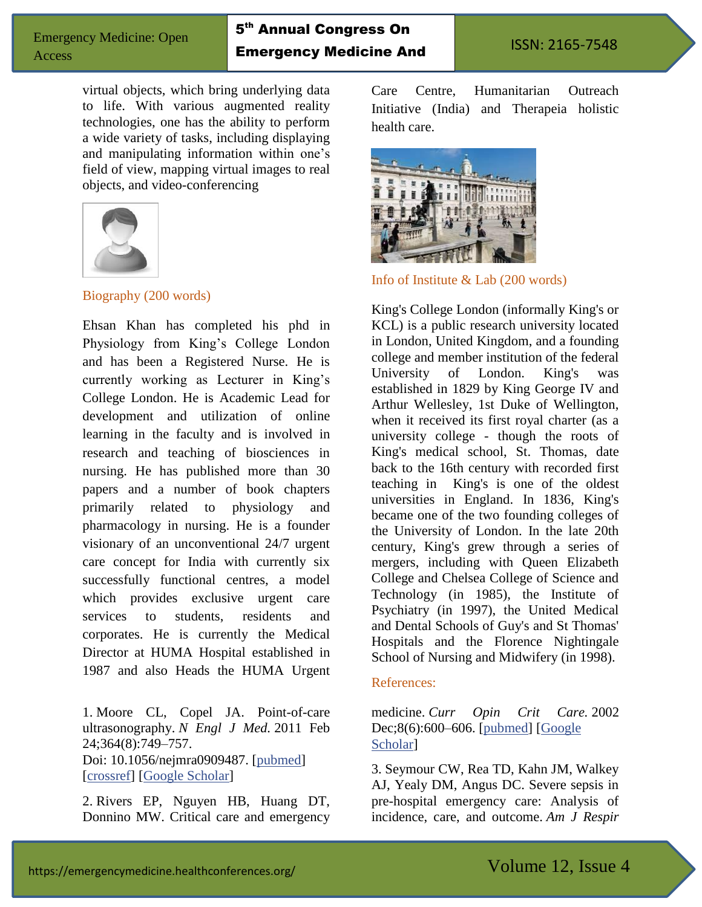virtual objects, which bring underlying data to life. With various augmented reality technologies, one has the ability to perform a wide variety of tasks, including displaying and manipulating information within one's field of view, mapping virtual images to real objects, and video-conferencing

## Biography (200 words)

Ehsan Khan has completed his phd in Physiology from King's College London and has been a Registered Nurse. He is currently working as Lecturer in King's College London. He is Academic Lead for development and utilization of online learning in the faculty and is involved in research and teaching of biosciences in nursing. He has published more than 30 papers and a number of book chapters primarily related to physiology and pharmacology in nursing. He is a founder visionary of an unconventional 24/7 urgent care concept for India with currently six successfully functional centres, a model which provides exclusive urgent care services to students, residents and corporates. He is currently the Medical Director at HUMA Hospital established in 1987 and also Heads the HUMA Urgent Care Centre, Humanitarian Outreach Initiative (India) and Therapeia holistic health care.

## Info of Institute & Lab (200 words)

King's College London (informally King's or KCL) is a public research university located in London, United Kingdom, and a founding college and member institution of the federal University of London. King's was established in 1829 by King George IV and Arthur Wellesley, 1st Duke of Wellington, when it received its first royal charter (as a university college - though the roots of King's medical school, St. Thomas, date back to the 16th century with recorded first teaching in King's is one of the oldest universities in England. In 1836, King's became one of the two founding colleges of the University of London. In the late 20th century, King's grew through a series of mergers, including with Queen Elizabeth College and Chelsea College of Science and Technology (in 1985), the Institute of Psychiatry (in 1997), the United Medical and Dental Schools of Guy's and St Thomas' Hospitals and the Florence Nightingale School of Nursing and Midwifery (in 1998).

## References:

1. Moore CL, Copel JA. Point-of-care ultrasonography. *N Engl J Med.* 2011 Feb 24;364(8):749–757. Doi: 10.1056/nejmra0909487. [pubmed] [crossref] [Google Scholar]

2. Rivers EP, Nguyen HB, Huang DT, Donnino MW. Critical care and emergency medicine. *Curr Opin Crit Care.* 2002 Dec;8(6):600–606. [pubmed] [Google Scholar]

3. Seymour CW, Rea TD, Kahn JM, Walkey AJ, Yealy DM, Angus DC. Severe sepsis in pre-hospital emergency care: Analysis of incidence, care, and outcome. *Am J Respir*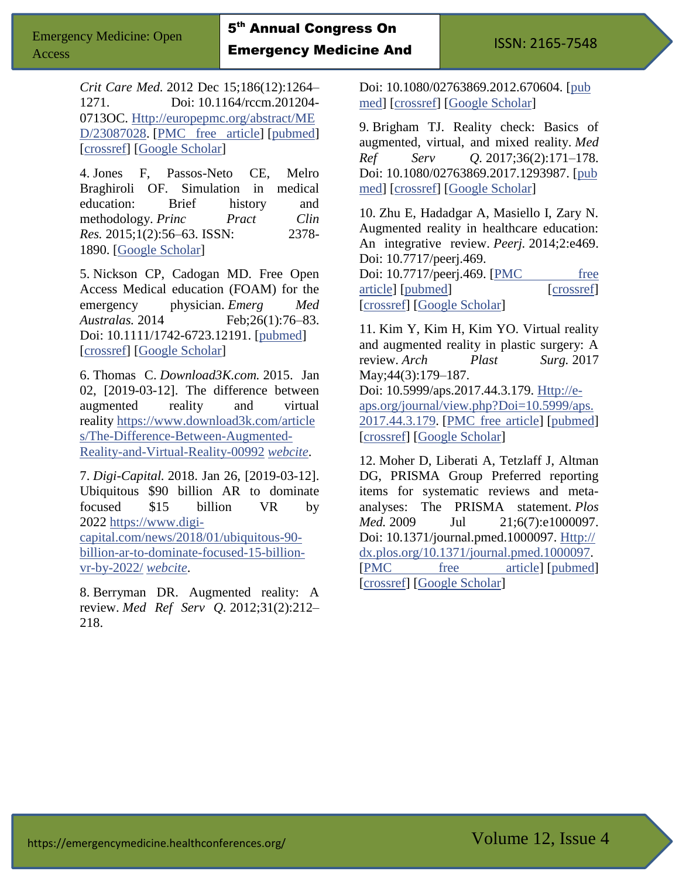*Crit Care Med.* 2012 Dec 15;186(12):1264–1271. Doi: 10.1164/rccm.201204-0713OC. [Http://europepmc.org/abstract/MED/23087028](Http://europepmc.org/abstract/MED/23087028). [PMC free article] [pubmed] [crossref] [Google Scholar]

4. Jones F, Passos-Neto CE, Melro Braghiroli OF. Simulation in medical education: Brief history and methodology. *Princ Pract Clin Res.* 2015;1(2):56–63. ISSN: 2378-1890. [Google Scholar]

5. Nickson CP, Cadogan MD. Free Open Access Medical education (FOAM) for the emergency physician. *Emerg Med Australas.* 2014 Feb;26(1):76–83. Doi: 10.1111/1742-6723.12191. [pubmed] [crossref] [Google Scholar]

6. Thomas C. *Download3K.com.* 2015. Jan 02, [2019-03-12]. The difference between augmented reality and virtual reality [https://www.download3k.com/articles/The-Difference-Between-Augmented-Reality-and-Virtual-Reality-00992](https://www.download3k.com/articles/The-Difference-Between-Augmented-Reality-and-Virtual-Reality-00992) *webcite*.

7. *Digi-Capital.* 2018. Jan 26, [2019-03-12]. Ubiquitous $90 billion AR to dominate focused $15 billion VR by 2022 [https://www.digi-capital.com/news/2018/01/ubiquitous-90-billion-ar-to-dominate-focused-15-billion-vr-by-2022/](https://www.digi-capital.com/news/2018/01/ubiquitous-90-billion-ar-to-dominate-focused-15-billion-vr-by-2022/) *webcite*.

8. Berryman DR. Augmented reality: A review. *Med Ref Serv Q.* 2012;31(2):212–218. Doi: 10.1080/02763869.2012.670604. [pubmed] [crossref] [Google Scholar]

9. Brigham TJ. Reality check: Basics of augmented, virtual, and mixed reality. *Med Ref Serv Q.* 2017;36(2):171–178. Doi: 10.1080/02763869.2017.1293987. [pubmed] [crossref] [Google Scholar]

10. Zhu E, Hadadgar A, Masiello I, Zary N. Augmented reality in healthcare education: An integrative review. *Peerj.* 2014;2:e469. Doi: 10.7717/peerj.469.
Doi: 10.7717/peerj.469. [PMC free article] [pubmed] [crossref] [crossref] [Google Scholar]

11. Kim Y, Kim H, Kim YO. Virtual reality and augmented reality in plastic surgery: A review. *Arch Plast Surg.* 2017 May;44(3):179–187.
Doi: 10.5999/aps.2017.44.3.179. [Http://e-aps.org/journal/view.php?Doi=10.5999/aps.2017.44.3.179](Http://e-aps.org/journal/view.php?Doi=10.5999/aps.2017.44.3.179). [PMC free article] [pubmed] [crossref] [Google Scholar]

12. Moher D, Liberati A, Tetzlaff J, Altman DG, PRISMA Group Preferred reporting items for systematic reviews and meta-analyses: The PRISMA statement. *Plos Med.* 2009 Jul 21;6(7):e1000097. Doi: 10.1371/journal.pmed.1000097. [Http://dx.plos.org/10.1371/journal.pmed.1000097](Http://dx.plos.org/10.1371/journal.pmed.1000097). [PMC free article] [pubmed] [crossref] [Google Scholar]